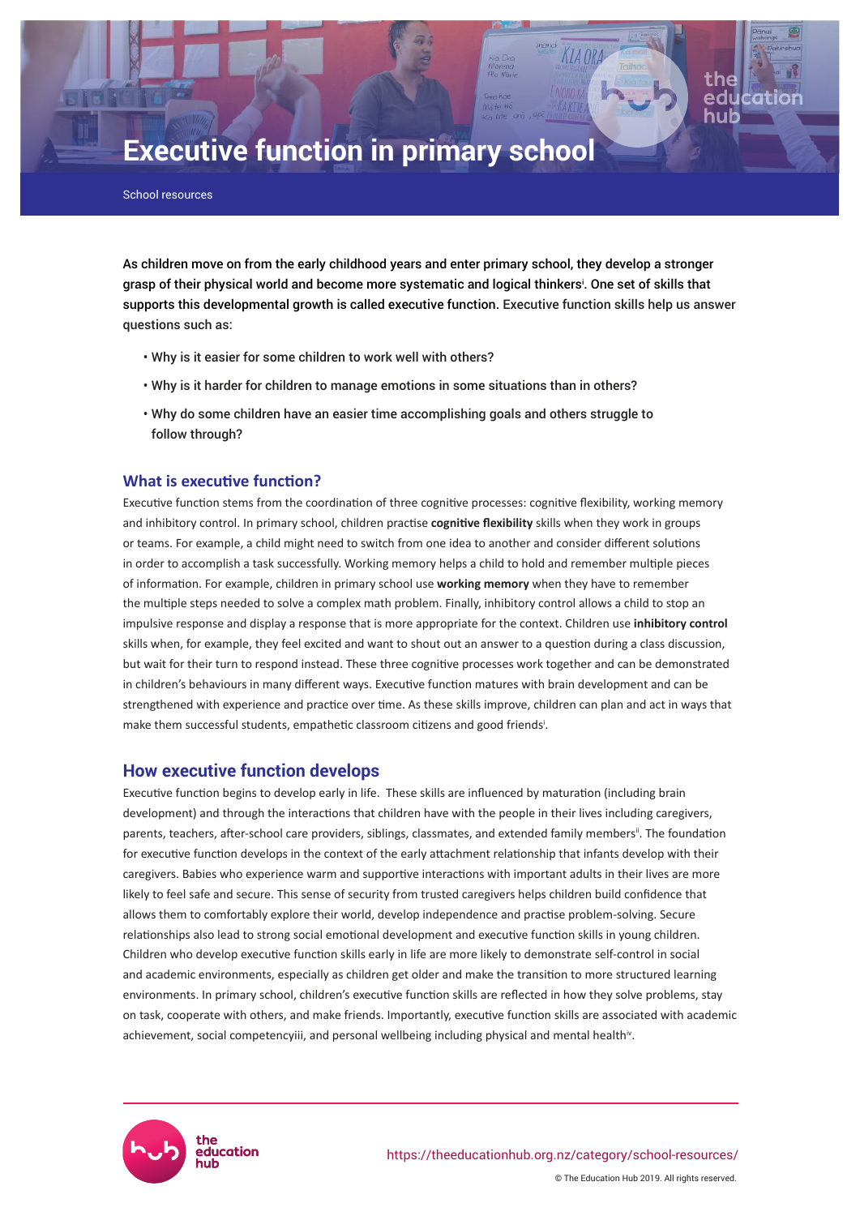# Executive function in primary school

School resources

As children move on from the early childhood years and enter primary school, they develop a stronger grasp of their physical world and become more systematic and logical thinkers[i]. One set of skills that supports this developmental growth is called executive function. Executive function skills help us answer questions such as:

- Why is it easier for some children to work well with others?
- Why is it harder for children to manage emotions in some situations than in others?
- Why do some children have an easier time accomplishing goals and others struggle to follow through?

## What is executive function?

Executive function stems from the coordination of three cognitive processes: cognitive flexibility, working memory and inhibitory control. In primary school, children practise **cognitive flexibility** skills when they work in groups or teams. For example, a child might need to switch from one idea to another and consider different solutions in order to accomplish a task successfully. Working memory helps a child to hold and remember multiple pieces of information. For example, children in primary school use **working memory** when they have to remember the multiple steps needed to solve a complex math problem. Finally, inhibitory control allows a child to stop an impulsive response and display a response that is more appropriate for the context. Children use **inhibitory control** skills when, for example, they feel excited and want to shout out an answer to a question during a class discussion, but wait for their turn to respond instead. These three cognitive processes work together and can be demonstrated in children's behaviours in many different ways. Executive function matures with brain development and can be strengthened with experience and practice over time. As these skills improve, children can plan and act in ways that make them successful students, empathetic classroom citizens and good friends[i].

## How executive function develops

Executive function begins to develop early in life. These skills are influenced by maturation (including brain development) and through the interactions that children have with the people in their lives including caregivers, parents, teachers, after-school care providers, siblings, classmates, and extended family members[ii]. The foundation for executive function develops in the context of the early attachment relationship that infants develop with their caregivers. Babies who experience warm and supportive interactions with important adults in their lives are more likely to feel safe and secure. This sense of security from trusted caregivers helps children build confidence that allows them to comfortably explore their world, develop independence and practise problem-solving. Secure relationships also lead to strong social emotional development and executive function skills in young children. Children who develop executive function skills early in life are more likely to demonstrate self-control in social and academic environments, especially as children get older and make the transition to more structured learning environments. In primary school, children's executive function skills are reflected in how they solve problems, stay on task, cooperate with others, and make friends. Importantly, executive function skills are associated with academic achievement, social competencyiii, and personal wellbeing including physical and mental health[iv].

https://theeducationhub.org.nz/category/school-resources/

© The Education Hub 2019. All rights reserved.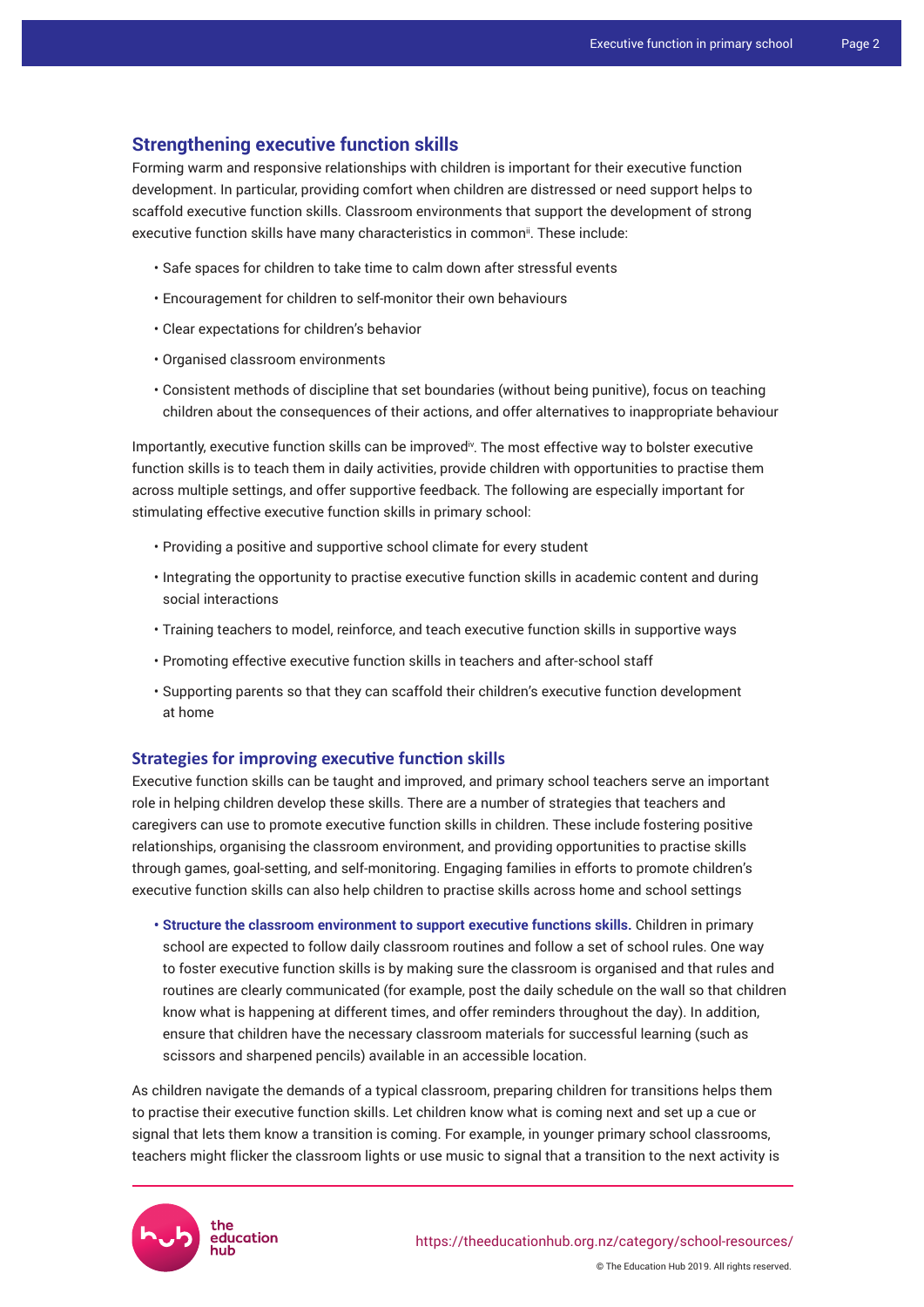## Strengthening executive function skills

Forming warm and responsive relationships with children is important for their executive function development. In particular, providing comfort when children are distressed or need support helps to scaffold executive function skills. Classroom environments that support the development of strong executive function skills have many characteristics in common[ii]. These include:

- Safe spaces for children to take time to calm down after stressful events
- Encouragement for children to self-monitor their own behaviours
- Clear expectations for children's behavior
- Organised classroom environments
- Consistent methods of discipline that set boundaries (without being punitive), focus on teaching children about the consequences of their actions, and offer alternatives to inappropriate behaviour

Importantly, executive function skills can be improved[iv]. The most effective way to bolster executive function skills is to teach them in daily activities, provide children with opportunities to practise them across multiple settings, and offer supportive feedback. The following are especially important for stimulating effective executive function skills in primary school:

- Providing a positive and supportive school climate for every student
- Integrating the opportunity to practise executive function skills in academic content and during social interactions
- Training teachers to model, reinforce, and teach executive function skills in supportive ways
- Promoting effective executive function skills in teachers and after-school staff
- Supporting parents so that they can scaffold their children's executive function development at home

## Strategies for improving executive function skills

Executive function skills can be taught and improved, and primary school teachers serve an important role in helping children develop these skills. There are a number of strategies that teachers and caregivers can use to promote executive function skills in children. These include fostering positive relationships, organising the classroom environment, and providing opportunities to practise skills through games, goal-setting, and self-monitoring. Engaging families in efforts to promote children's executive function skills can also help children to practise skills across home and school settings

- **Structure the classroom environment to support executive functions skills.** Children in primary school are expected to follow daily classroom routines and follow a set of school rules. One way to foster executive function skills is by making sure the classroom is organised and that rules and routines are clearly communicated (for example, post the daily schedule on the wall so that children know what is happening at different times, and offer reminders throughout the day). In addition, ensure that children have the necessary classroom materials for successful learning (such as scissors and sharpened pencils) available in an accessible location.

As children navigate the demands of a typical classroom, preparing children for transitions helps them to practise their executive function skills. Let children know what is coming next and set up a cue or signal that lets them know a transition is coming. For example, in younger primary school classrooms, teachers might flicker the classroom lights or use music to signal that a transition to the next activity is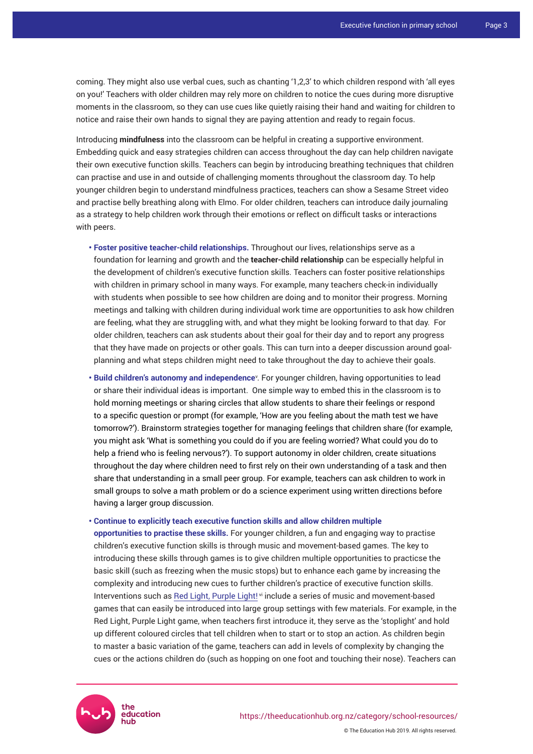coming. They might also use verbal cues, such as chanting '1,2,3' to which children respond with 'all eyes on you!' Teachers with older children may rely more on children to notice the cues during more disruptive moments in the classroom, so they can use cues like quietly raising their hand and waiting for children to notice and raise their own hands to signal they are paying attention and ready to regain focus.

Introducing **mindfulness** into the classroom can be helpful in creating a supportive environment. Embedding quick and easy strategies children can access throughout the day can help children navigate their own executive function skills. Teachers can begin by introducing breathing techniques that children can practise and use in and outside of challenging moments throughout the classroom day. To help younger children begin to understand mindfulness practices, teachers can show a Sesame Street video and practise belly breathing along with Elmo. For older children, teachers can introduce daily journaling as a strategy to help children work through their emotions or reflect on difficult tasks or interactions with peers.

- **Foster positive teacher-child relationships.** Throughout our lives, relationships serve as a foundation for learning and growth and the **teacher-child relationship** can be especially helpful in the development of children's executive function skills. Teachers can foster positive relationships with children in primary school in many ways. For example, many teachers check-in individually with students when possible to see how children are doing and to monitor their progress. Morning meetings and talking with children during individual work time are opportunities to ask how children are feeling, what they are struggling with, and what they might be looking forward to that day. For older children, teachers can ask students about their goal for their day and to report any progress that they have made on projects or other goals. This can turn into a deeper discussion around goal-planning and what steps children might need to take throughout the day to achieve their goals.
- **Build children's autonomy and independence**[v]. For younger children, having opportunities to lead or share their individual ideas is important. One simple way to embed this in the classroom is to hold morning meetings or sharing circles that allow students to share their feelings or respond to a specific question or prompt (for example, 'How are you feeling about the math test we have tomorrow?'). Brainstorm strategies together for managing feelings that children share (for example, you might ask 'What is something you could do if you are feeling worried? What could you do to help a friend who is feeling nervous?'). To support autonomy in older children, create situations throughout the day where children need to first rely on their own understanding of a task and then share that understanding in a small peer group. For example, teachers can ask children to work in small groups to solve a math problem or do a science experiment using written directions before having a larger group discussion.
- **Continue to explicitly teach executive function skills and allow children multiple opportunities to practise these skills.** For younger children, a fun and engaging way to practise children's executive function skills is through music and movement-based games. The key to introducing these skills through games is to give children multiple opportunities to practicse the basic skill (such as freezing when the music stops) but to enhance each game by increasing the complexity and introducing new cues to further children's practice of executive function skills. Interventions such as Red Light, Purple Light![vi] include a series of music and movement-based games that can easily be introduced into large group settings with few materials. For example, in the Red Light, Purple Light game, when teachers first introduce it, they serve as the 'stoplight' and hold up different coloured circles that tell children when to start or to stop an action. As children begin to master a basic variation of the game, teachers can add in levels of complexity by changing the cues or the actions children do (such as hopping on one foot and touching their nose). Teachers can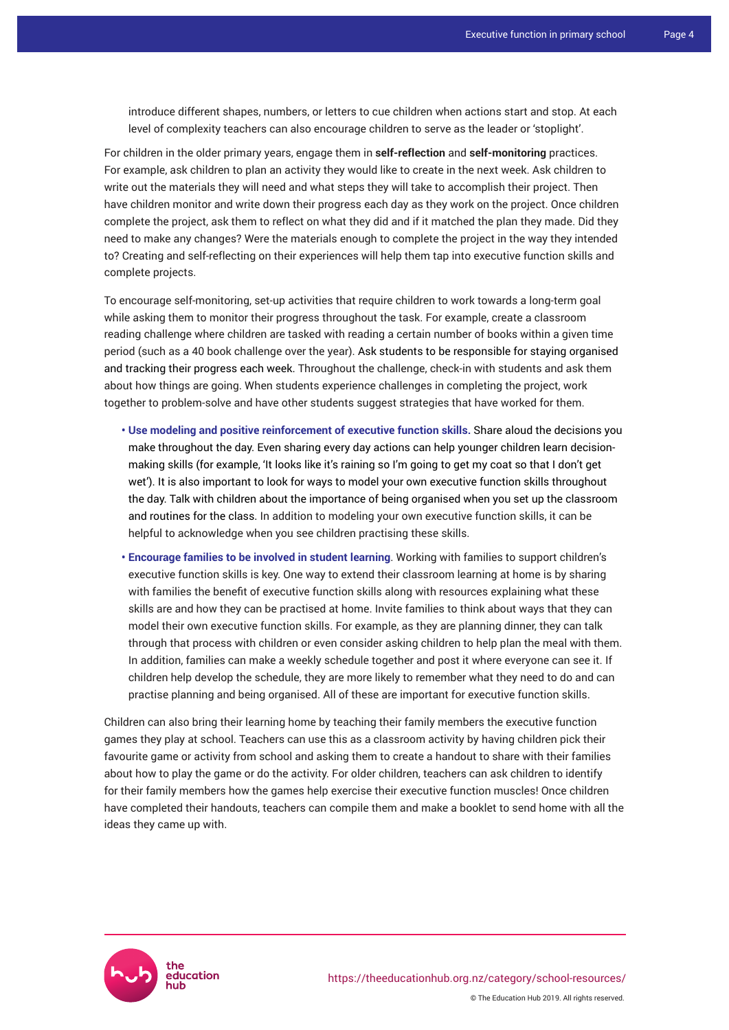introduce different shapes, numbers, or letters to cue children when actions start and stop. At each level of complexity teachers can also encourage children to serve as the leader or 'stoplight'.

For children in the older primary years, engage them in **self-reflection** and **self-monitoring** practices. For example, ask children to plan an activity they would like to create in the next week. Ask children to write out the materials they will need and what steps they will take to accomplish their project. Then have children monitor and write down their progress each day as they work on the project. Once children complete the project, ask them to reflect on what they did and if it matched the plan they made. Did they need to make any changes? Were the materials enough to complete the project in the way they intended to? Creating and self-reflecting on their experiences will help them tap into executive function skills and complete projects.

To encourage self-monitoring, set-up activities that require children to work towards a long-term goal while asking them to monitor their progress throughout the task. For example, create a classroom reading challenge where children are tasked with reading a certain number of books within a given time period (such as a 40 book challenge over the year). Ask students to be responsible for staying organised and tracking their progress each week. Throughout the challenge, check-in with students and ask them about how things are going. When students experience challenges in completing the project, work together to problem-solve and have other students suggest strategies that have worked for them.

- **Use modeling and positive reinforcement of executive function skills.** Share aloud the decisions you make throughout the day. Even sharing every day actions can help younger children learn decision-making skills (for example, 'It looks like it's raining so I'm going to get my coat so that I don't get wet'). It is also important to look for ways to model your own executive function skills throughout the day. Talk with children about the importance of being organised when you set up the classroom and routines for the class. In addition to modeling your own executive function skills, it can be helpful to acknowledge when you see children practising these skills.
- **Encourage families to be involved in student learning**. Working with families to support children's executive function skills is key. One way to extend their classroom learning at home is by sharing with families the benefit of executive function skills along with resources explaining what these skills are and how they can be practised at home. Invite families to think about ways that they can model their own executive function skills. For example, as they are planning dinner, they can talk through that process with children or even consider asking children to help plan the meal with them. In addition, families can make a weekly schedule together and post it where everyone can see it. If children help develop the schedule, they are more likely to remember what they need to do and can practise planning and being organised. All of these are important for executive function skills.

Children can also bring their learning home by teaching their family members the executive function games they play at school. Teachers can use this as a classroom activity by having children pick their favourite game or activity from school and asking them to create a handout to share with their families about how to play the game or do the activity. For older children, teachers can ask children to identify for their family members how the games help exercise their executive function muscles! Once children have completed their handouts, teachers can compile them and make a booklet to send home with all the ideas they came up with.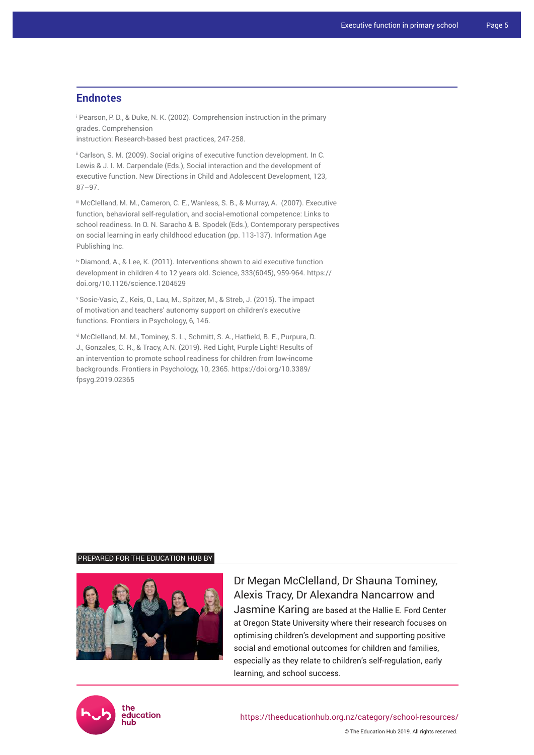## Endnotes

[i] Pearson, P. D., & Duke, N. K. (2002). Comprehension instruction in the primary grades. Comprehension instruction: Research-based best practices, 247-258.

[ii] Carlson, S. M. (2009). Social origins of executive function development. In C. Lewis & J. I. M. Carpendale (Eds.), Social interaction and the development of executive function. New Directions in Child and Adolescent Development, 123, 87–97.

[iii] McClelland, M. M., Cameron, C. E., Wanless, S. B., & Murray, A. (2007). Executive function, behavioral self-regulation, and social-emotional competence: Links to school readiness. In O. N. Saracho & B. Spodek (Eds.), Contemporary perspectives on social learning in early childhood education (pp. 113-137). Information Age Publishing Inc.

[iv] Diamond, A., & Lee, K. (2011). Interventions shown to aid executive function development in children 4 to 12 years old. Science, 333(6045), 959-964. https://doi.org/10.1126/science.1204529

[v] Sosic-Vasic, Z., Keis, O., Lau, M., Spitzer, M., & Streb, J. (2015). The impact of motivation and teachers' autonomy support on children's executive functions. Frontiers in Psychology, 6, 146.

[vi] McClelland, M. M., Tominey, S. L., Schmitt, S. A., Hatfield, B. E., Purpura, D. J., Gonzales, C. R., & Tracy, A.N. (2019). Red Light, Purple Light! Results of an intervention to promote school readiness for children from low-income backgrounds. Frontiers in Psychology, 10, 2365. https://doi.org/10.3389/fpsyg.2019.02365

PREPARED FOR THE EDUCATION HUB BY

Dr Megan McClelland, Dr Shauna Tominey, Alexis Tracy, Dr Alexandra Nancarrow and Jasmine Karing are based at the Hallie E. Ford Center at Oregon State University where their research focuses on optimising children's development and supporting positive social and emotional outcomes for children and families, especially as they relate to children's self-regulation, early learning, and school success.

the education hub

https://theeducationhub.org.nz/category/school-resources/

© The Education Hub 2019. All rights reserved.